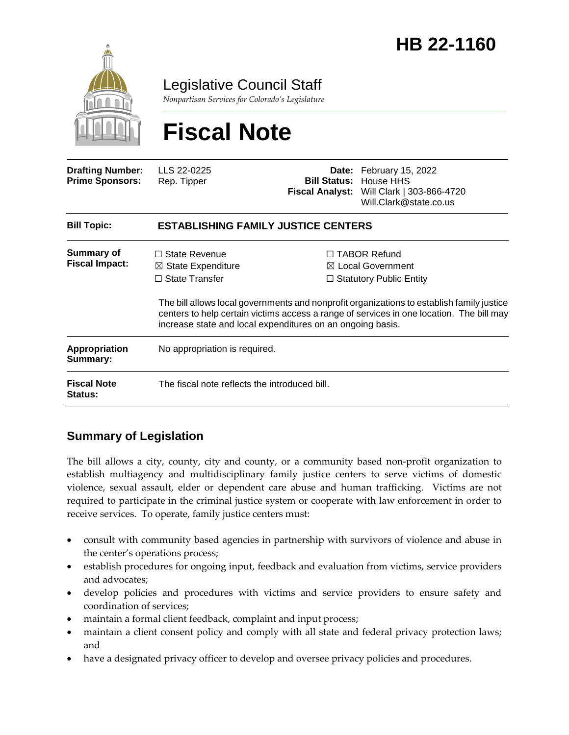# HB 22-1160

Legislative Council Staff

*Nonpartisan Services for Colorado's Legislature*

# Fiscal Note

| | | | |
|---|---|---|---|
| **Drafting Number:** | LLS 22-0225 | **Date:** | February 15, 2022 |
| **Prime Sponsors:** | Rep. Tipper | **Bill Status:** | House HHS |
| | | **Fiscal Analyst:** | Will Clark \| 303-866-4720 Will.Clark@state.co.us |

| | |
|---|---|
| **Bill Topic:** | **ESTABLISHING FAMILY JUSTICE CENTERS** |
| **Summary of Fiscal Impact:** | ☐ State Revenue ☒ State Expenditure ☐ State Transfer ☐ TABOR Refund ☒ Local Government ☐ Statutory Public Entity<br><br>The bill allows local governments and nonprofit organizations to establish family justice centers to help certain victims access a range of services in one location. The bill may increase state and local expenditures on an ongoing basis. |
| **Appropriation Summary:** | No appropriation is required. |
| **Fiscal Note Status:** | The fiscal note reflects the introduced bill. |

## Summary of Legislation

The bill allows a city, county, city and county, or a community based non-profit organization to establish multiagency and multidisciplinary family justice centers to serve victims of domestic violence, sexual assault, elder or dependent care abuse and human trafficking. Victims are not required to participate in the criminal justice system or cooperate with law enforcement in order to receive services. To operate, family justice centers must:

- consult with community based agencies in partnership with survivors of violence and abuse in the center's operations process;
- establish procedures for ongoing input, feedback and evaluation from victims, service providers and advocates;
- develop policies and procedures with victims and service providers to ensure safety and coordination of services;
- maintain a formal client feedback, complaint and input process;
- maintain a client consent policy and comply with all state and federal privacy protection laws; and
- have a designated privacy officer to develop and oversee privacy policies and procedures.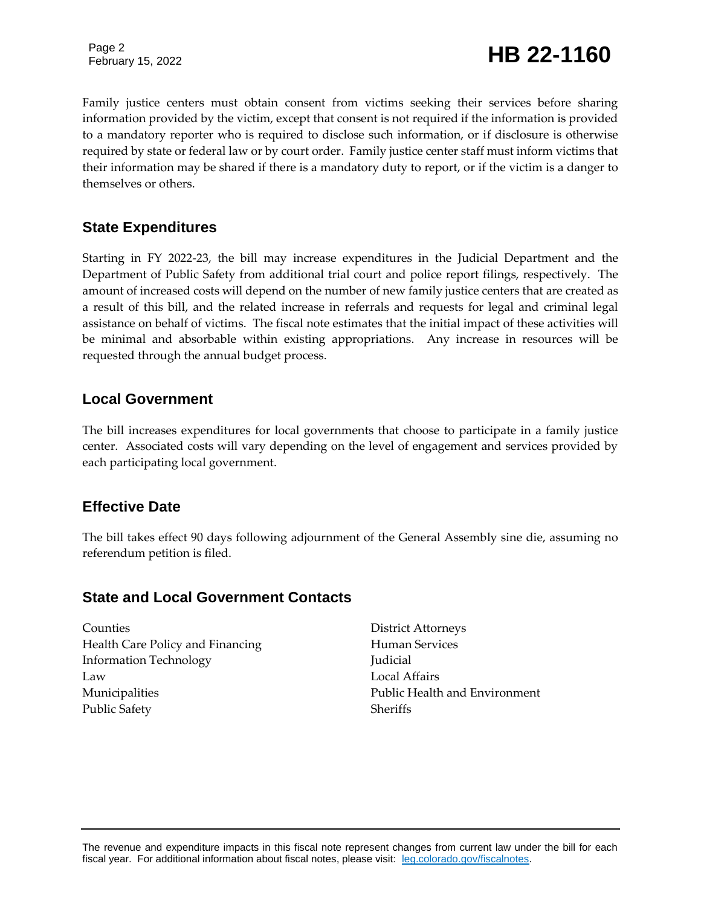Family justice centers must obtain consent from victims seeking their services before sharing information provided by the victim, except that consent is not required if the information is provided to a mandatory reporter who is required to disclose such information, or if disclosure is otherwise required by state or federal law or by court order. Family justice center staff must inform victims that their information may be shared if there is a mandatory duty to report, or if the victim is a danger to themselves or others.

## State Expenditures

Starting in FY 2022-23, the bill may increase expenditures in the Judicial Department and the Department of Public Safety from additional trial court and police report filings, respectively. The amount of increased costs will depend on the number of new family justice centers that are created as a result of this bill, and the related increase in referrals and requests for legal and criminal legal assistance on behalf of victims. The fiscal note estimates that the initial impact of these activities will be minimal and absorbable within existing appropriations. Any increase in resources will be requested through the annual budget process.

## Local Government

The bill increases expenditures for local governments that choose to participate in a family justice center. Associated costs will vary depending on the level of engagement and services provided by each participating local government.

## Effective Date

The bill takes effect 90 days following adjournment of the General Assembly sine die, assuming no referendum petition is filed.

## State and Local Government Contacts

Counties
Health Care Policy and Financing
Information Technology
Law
Municipalities
Public Safety
District Attorneys
Human Services
Judicial
Local Affairs
Public Health and Environment
Sheriffs

The revenue and expenditure impacts in this fiscal note represent changes from current law under the bill for each fiscal year. For additional information about fiscal notes, please visit: leg.colorado.gov/fiscalnotes.